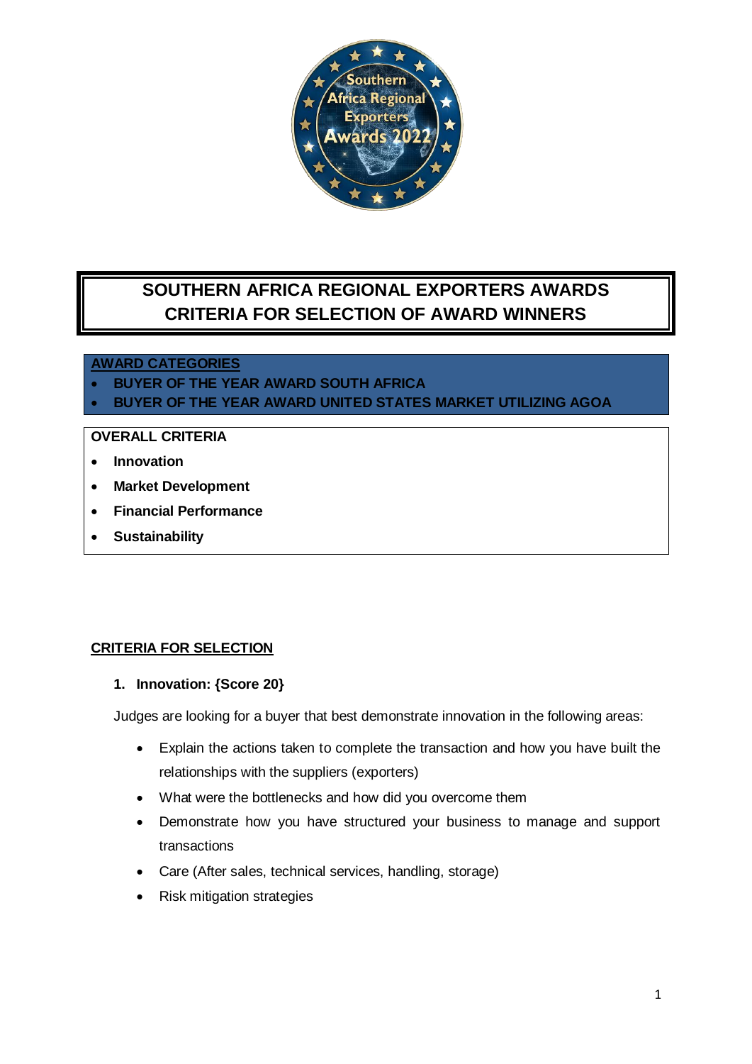# SOUTHERN AFRICA REGIONAL EXPORTERS AWARDS CRITERIA FOR SELECTION OF AWARD WINNERS

**AWARD CATEGORIES**

- **BUYER OF THE YEAR AWARD SOUTH AFRICA**
- **BUYER OF THE YEAR AWARD UNITED STATES MARKET UTILIZING AGOA**

**OVERALL CRITERIA**

- **Innovation**
- **Market Development**
- **Financial Performance**
- **Sustainability**

## CRITERIA FOR SELECTION

1. **Innovation: {Score 20}**

Judges are looking for a buyer that best demonstrate innovation in the following areas:

- Explain the actions taken to complete the transaction and how you have built the relationships with the suppliers (exporters)
- What were the bottlenecks and how did you overcome them
- Demonstrate how you have structured your business to manage and support transactions
- Care (After sales, technical services, handling, storage)
- Risk mitigation strategies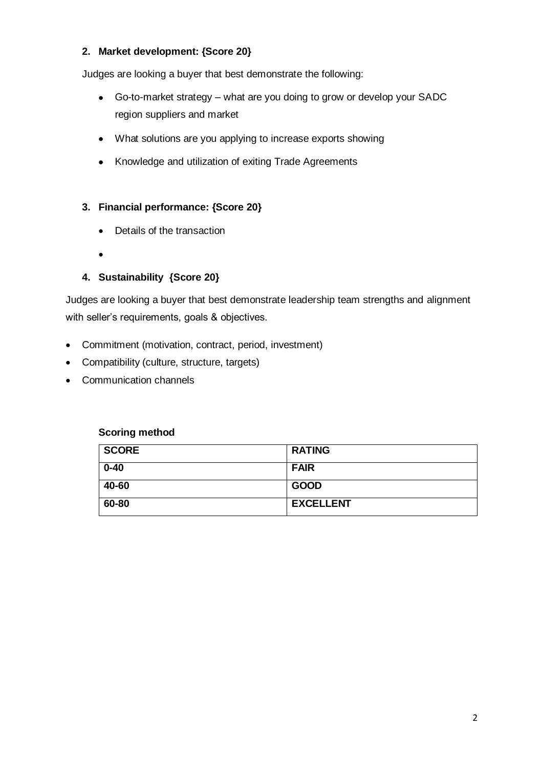**2. Market development: {Score 20}**

Judges are looking a buyer that best demonstrate the following:

- Go-to-market strategy – what are you doing to grow or develop your SADC region suppliers and market
- What solutions are you applying to increase exports showing
- Knowledge and utilization of exiting Trade Agreements

**3. Financial performance: {Score 20}**

- Details of the transaction
- 

**4. Sustainability {Score 20}**

Judges are looking a buyer that best demonstrate leadership team strengths and alignment with seller's requirements, goals & objectives.

- Commitment (motivation, contract, period, investment)
- Compatibility (culture, structure, targets)
- Communication channels

**Scoring method**

| SCORE | RATING |
|---|---|
| 0-40 | FAIR |
| 40-60 | GOOD |
| 60-80 | EXCELLENT |